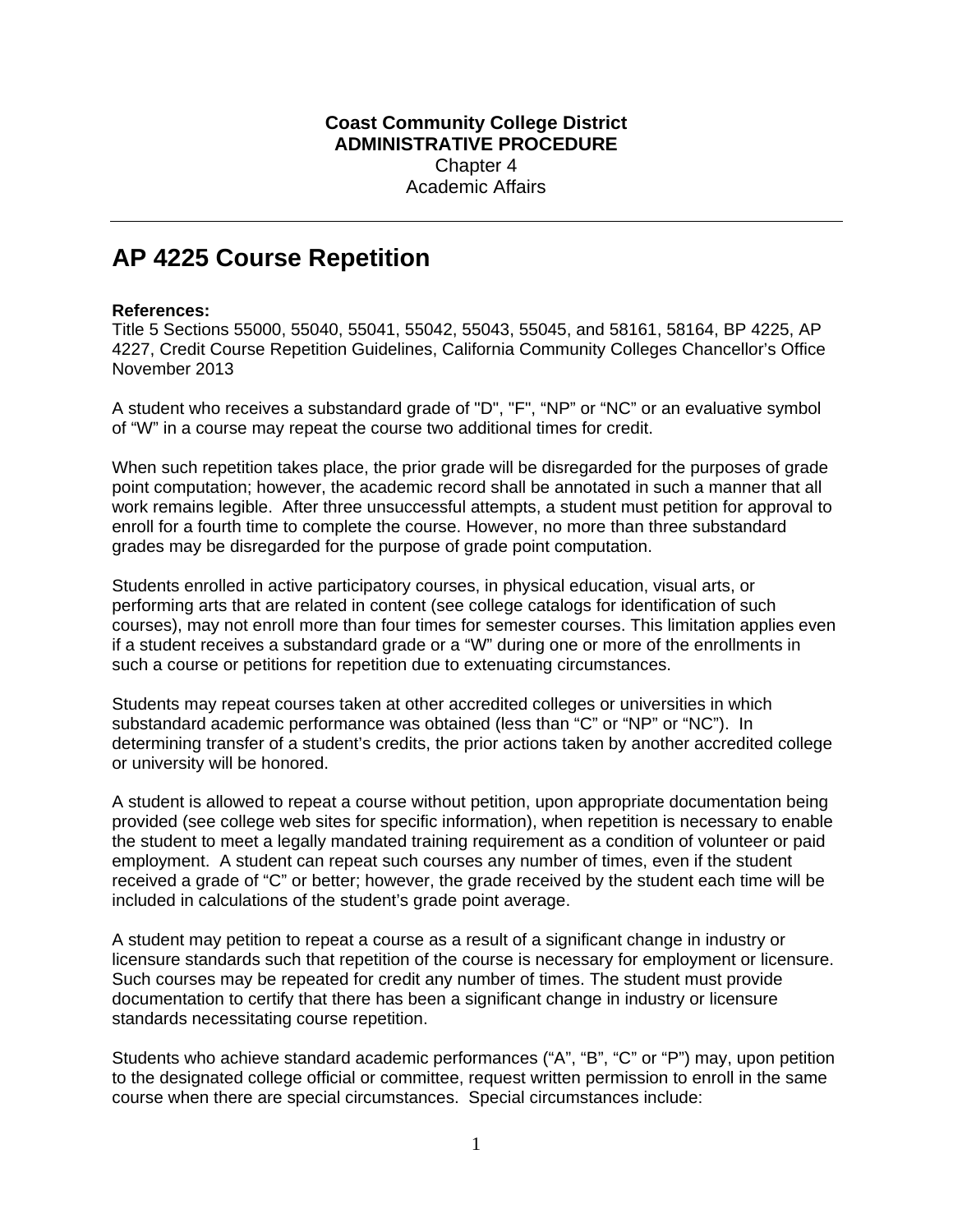**Coast Community College District**
**ADMINISTRATIVE PROCEDURE**
Chapter 4
Academic Affairs

# AP 4225 Course Repetition

**References:**
Title 5 Sections 55000, 55040, 55041, 55042, 55043, 55045, and 58161, 58164, BP 4225, AP 4227, Credit Course Repetition Guidelines, California Community Colleges Chancellor's Office November 2013

A student who receives a substandard grade of "D", "F", "NP" or "NC" or an evaluative symbol of "W" in a course may repeat the course two additional times for credit.

When such repetition takes place, the prior grade will be disregarded for the purposes of grade point computation; however, the academic record shall be annotated in such a manner that all work remains legible. After three unsuccessful attempts, a student must petition for approval to enroll for a fourth time to complete the course. However, no more than three substandard grades may be disregarded for the purpose of grade point computation.

Students enrolled in active participatory courses, in physical education, visual arts, or performing arts that are related in content (see college catalogs for identification of such courses), may not enroll more than four times for semester courses. This limitation applies even if a student receives a substandard grade or a "W" during one or more of the enrollments in such a course or petitions for repetition due to extenuating circumstances.

Students may repeat courses taken at other accredited colleges or universities in which substandard academic performance was obtained (less than "C" or "NP" or "NC"). In determining transfer of a student's credits, the prior actions taken by another accredited college or university will be honored.

A student is allowed to repeat a course without petition, upon appropriate documentation being provided (see college web sites for specific information), when repetition is necessary to enable the student to meet a legally mandated training requirement as a condition of volunteer or paid employment. A student can repeat such courses any number of times, even if the student received a grade of "C" or better; however, the grade received by the student each time will be included in calculations of the student's grade point average.

A student may petition to repeat a course as a result of a significant change in industry or licensure standards such that repetition of the course is necessary for employment or licensure. Such courses may be repeated for credit any number of times. The student must provide documentation to certify that there has been a significant change in industry or licensure standards necessitating course repetition.

Students who achieve standard academic performances ("A", "B", "C" or "P") may, upon petition to the designated college official or committee, request written permission to enroll in the same course when there are special circumstances. Special circumstances include: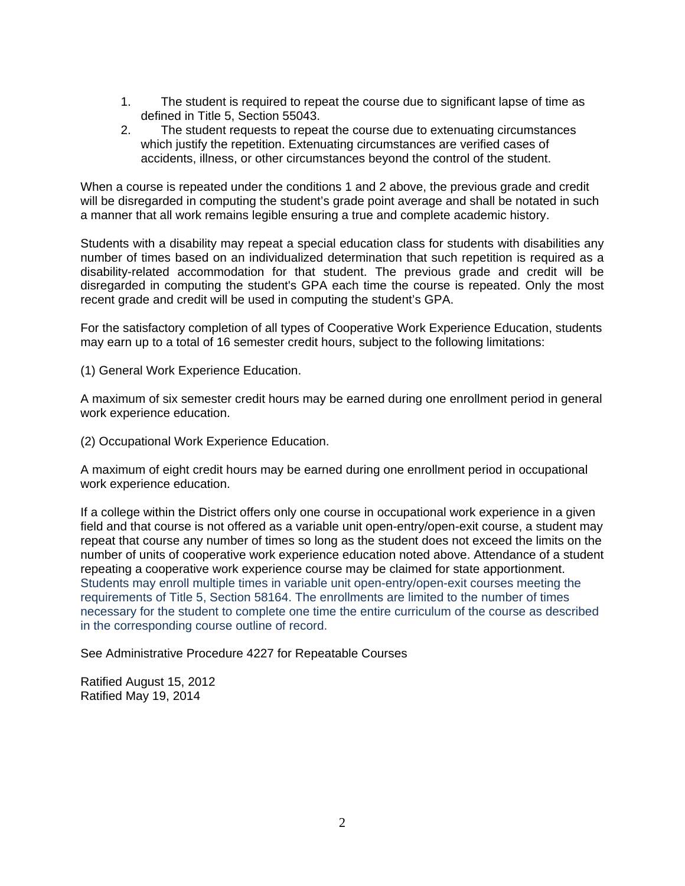1. The student is required to repeat the course due to significant lapse of time as defined in Title 5, Section 55043.
2. The student requests to repeat the course due to extenuating circumstances which justify the repetition. Extenuating circumstances are verified cases of accidents, illness, or other circumstances beyond the control of the student.

When a course is repeated under the conditions 1 and 2 above, the previous grade and credit will be disregarded in computing the student's grade point average and shall be notated in such a manner that all work remains legible ensuring a true and complete academic history.

Students with a disability may repeat a special education class for students with disabilities any number of times based on an individualized determination that such repetition is required as a disability-related accommodation for that student. The previous grade and credit will be disregarded in computing the student's GPA each time the course is repeated. Only the most recent grade and credit will be used in computing the student's GPA.

For the satisfactory completion of all types of Cooperative Work Experience Education, students may earn up to a total of 16 semester credit hours, subject to the following limitations:

(1) General Work Experience Education.

A maximum of six semester credit hours may be earned during one enrollment period in general work experience education.

(2) Occupational Work Experience Education.

A maximum of eight credit hours may be earned during one enrollment period in occupational work experience education.

If a college within the District offers only one course in occupational work experience in a given field and that course is not offered as a variable unit open-entry/open-exit course, a student may repeat that course any number of times so long as the student does not exceed the limits on the number of units of cooperative work experience education noted above. Attendance of a student repeating a cooperative work experience course may be claimed for state apportionment. Students may enroll multiple times in variable unit open-entry/open-exit courses meeting the requirements of Title 5, Section 58164. The enrollments are limited to the number of times necessary for the student to complete one time the entire curriculum of the course as described in the corresponding course outline of record.

See Administrative Procedure 4227 for Repeatable Courses

Ratified August 15, 2012
Ratified May 19, 2014